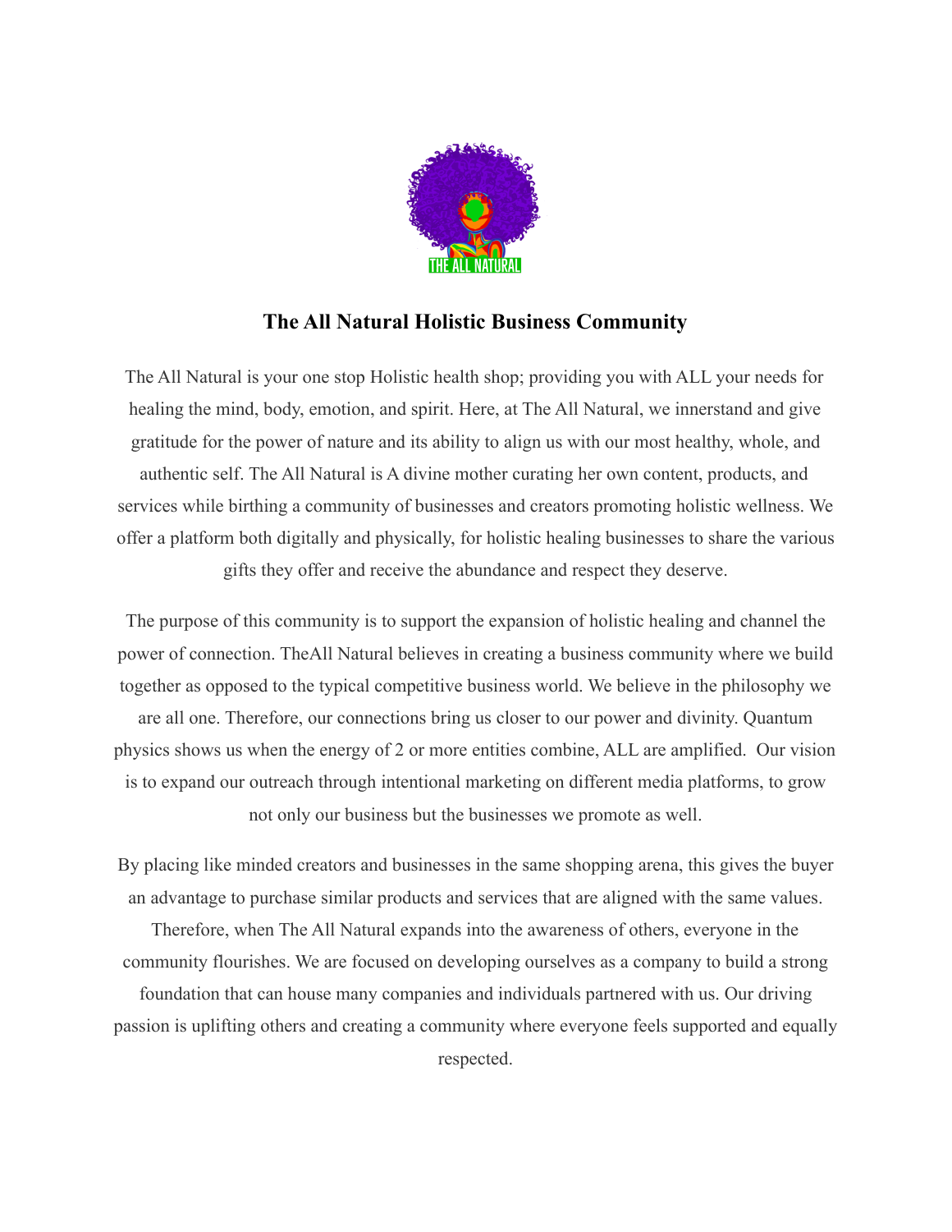# The All Natural Holistic Business Community

The All Natural is your one stop Holistic health shop; providing you with ALL your needs for healing the mind, body, emotion, and spirit. Here, at The All Natural, we innerstand and give gratitude for the power of nature and its ability to align us with our most healthy, whole, and authentic self. The All Natural is A divine mother curating her own content, products, and services while birthing a community of businesses and creators promoting holistic wellness. We offer a platform both digitally and physically, for holistic healing businesses to share the various gifts they offer and receive the abundance and respect they deserve.

The purpose of this community is to support the expansion of holistic healing and channel the power of connection. TheAll Natural believes in creating a business community where we build together as opposed to the typical competitive business world. We believe in the philosophy we are all one. Therefore, our connections bring us closer to our power and divinity. Quantum physics shows us when the energy of 2 or more entities combine, ALL are amplified. Our vision is to expand our outreach through intentional marketing on different media platforms, to grow not only our business but the businesses we promote as well.

By placing like minded creators and businesses in the same shopping arena, this gives the buyer an advantage to purchase similar products and services that are aligned with the same values. Therefore, when The All Natural expands into the awareness of others, everyone in the community flourishes. We are focused on developing ourselves as a company to build a strong foundation that can house many companies and individuals partnered with us. Our driving passion is uplifting others and creating a community where everyone feels supported and equally respected.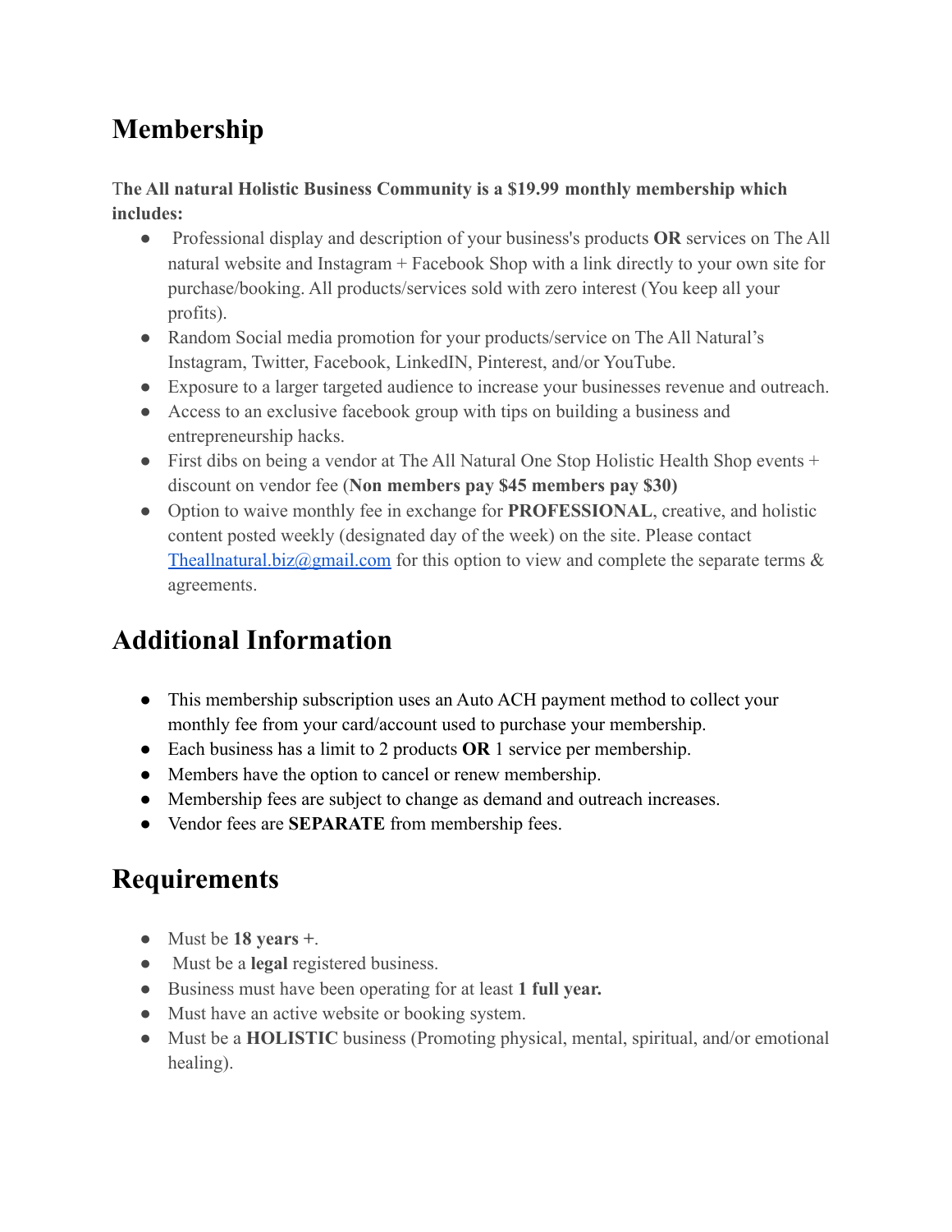## Membership

**The All natural Holistic Business Community is a $19.99 monthly membership which includes:**

- Professional display and description of your business's products **OR** services on The All natural website and Instagram + Facebook Shop with a link directly to your own site for purchase/booking. All products/services sold with zero interest (You keep all your profits).
- Random Social media promotion for your products/service on The All Natural's Instagram, Twitter, Facebook, LinkedIN, Pinterest, and/or YouTube.
- Exposure to a larger targeted audience to increase your businesses revenue and outreach.
- Access to an exclusive facebook group with tips on building a business and entrepreneurship hacks.
- First dibs on being a vendor at The All Natural One Stop Holistic Health Shop events + discount on vendor fee (**Non members pay $45 members pay $30)**
- Option to waive monthly fee in exchange for **PROFESSIONAL**, creative, and holistic content posted weekly (designated day of the week) on the site. Please contact [Theallnatural.biz@gmail.com](mailto:Theallnatural.biz@gmail.com) for this option to view and complete the separate terms & agreements.

## Additional Information

- This membership subscription uses an Auto ACH payment method to collect your monthly fee from your card/account used to purchase your membership.
- Each business has a limit to 2 products **OR** 1 service per membership.
- Members have the option to cancel or renew membership.
- Membership fees are subject to change as demand and outreach increases.
- Vendor fees are **SEPARATE** from membership fees.

## Requirements

- Must be **18 years +**.
- Must be a **legal** registered business.
- Business must have been operating for at least **1 full year.**
- Must have an active website or booking system.
- Must be a **HOLISTIC** business (Promoting physical, mental, spiritual, and/or emotional healing).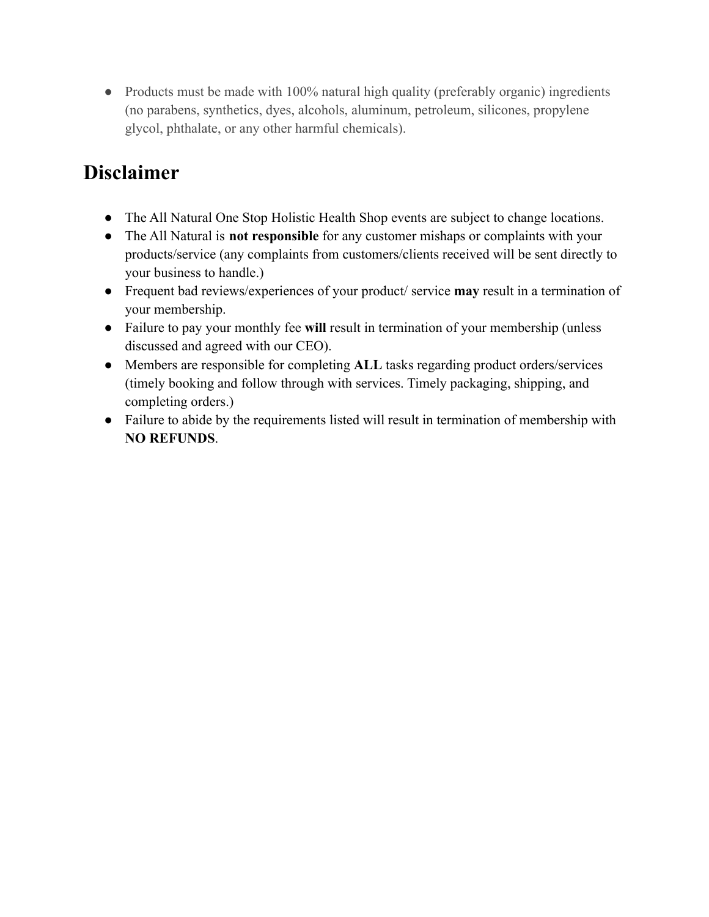- Products must be made with 100% natural high quality (preferably organic) ingredients (no parabens, synthetics, dyes, alcohols, aluminum, petroleum, silicones, propylene glycol, phthalate, or any other harmful chemicals).

## Disclaimer

- The All Natural One Stop Holistic Health Shop events are subject to change locations.
- The All Natural is **not responsible** for any customer mishaps or complaints with your products/service (any complaints from customers/clients received will be sent directly to your business to handle.)
- Frequent bad reviews/experiences of your product/ service **may** result in a termination of your membership.
- Failure to pay your monthly fee **will** result in termination of your membership (unless discussed and agreed with our CEO).
- Members are responsible for completing **ALL** tasks regarding product orders/services (timely booking and follow through with services. Timely packaging, shipping, and completing orders.)
- Failure to abide by the requirements listed will result in termination of membership with **NO REFUNDS**.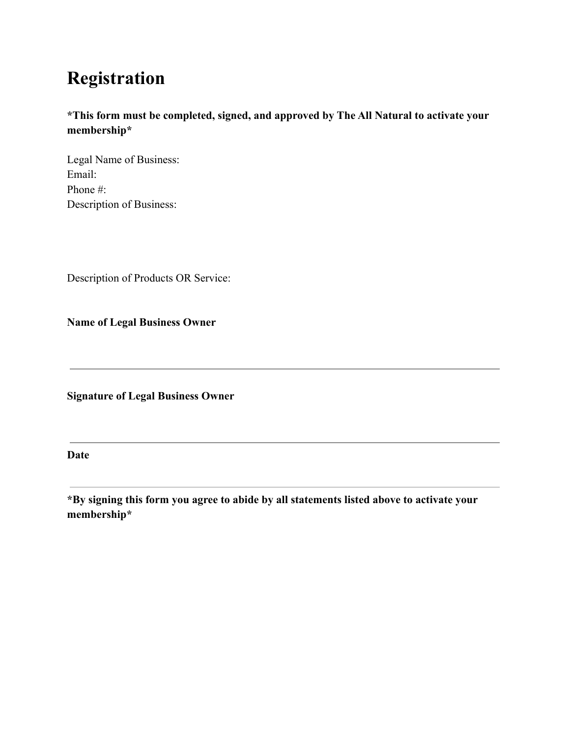# Registration

***This form must be completed, signed, and approved by The All Natural to activate your membership***

Legal Name of Business:
Email:
Phone #:
Description of Business:

Description of Products OR Service:

**Name of Legal Business Owner**

---

**Signature of Legal Business Owner**

---

**Date**

---

***By signing this form you agree to abide by all statements listed above to activate your membership***